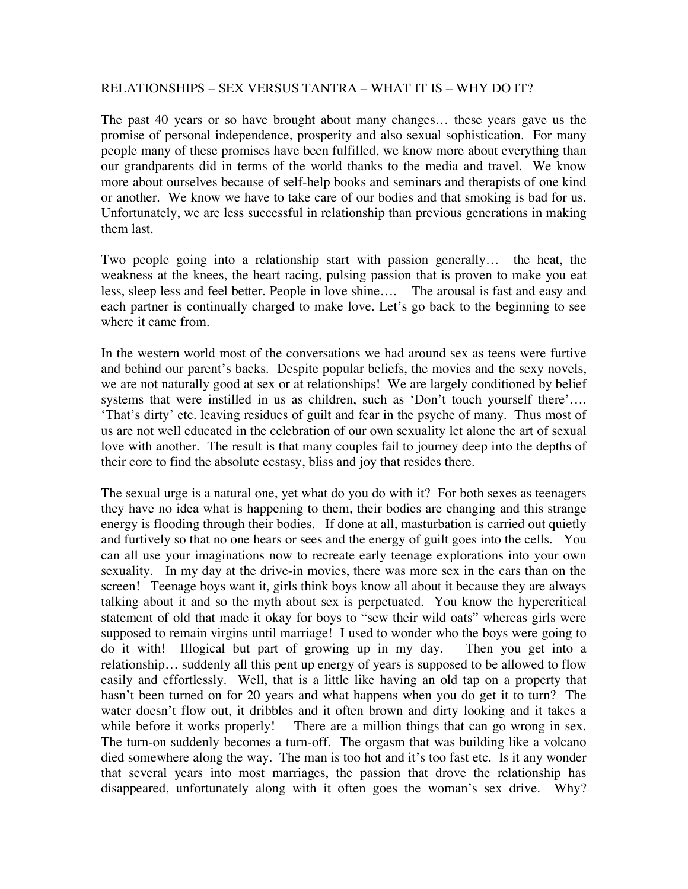RELATIONSHIPS – SEX VERSUS TANTRA – WHAT IT IS – WHY DO IT?

The past 40 years or so have brought about many changes… these years gave us the promise of personal independence, prosperity and also sexual sophistication. For many people many of these promises have been fulfilled, we know more about everything than our grandparents did in terms of the world thanks to the media and travel. We know more about ourselves because of self-help books and seminars and therapists of one kind or another. We know we have to take care of our bodies and that smoking is bad for us. Unfortunately, we are less successful in relationship than previous generations in making them last.

Two people going into a relationship start with passion generally… the heat, the weakness at the knees, the heart racing, pulsing passion that is proven to make you eat less, sleep less and feel better. People in love shine…. The arousal is fast and easy and each partner is continually charged to make love. Let's go back to the beginning to see where it came from.

In the western world most of the conversations we had around sex as teens were furtive and behind our parent's backs. Despite popular beliefs, the movies and the sexy novels, we are not naturally good at sex or at relationships! We are largely conditioned by belief systems that were instilled in us as children, such as 'Don't touch yourself there'…. 'That's dirty' etc. leaving residues of guilt and fear in the psyche of many. Thus most of us are not well educated in the celebration of our own sexuality let alone the art of sexual love with another. The result is that many couples fail to journey deep into the depths of their core to find the absolute ecstasy, bliss and joy that resides there.

The sexual urge is a natural one, yet what do you do with it? For both sexes as teenagers they have no idea what is happening to them, their bodies are changing and this strange energy is flooding through their bodies. If done at all, masturbation is carried out quietly and furtively so that no one hears or sees and the energy of guilt goes into the cells. You can all use your imaginations now to recreate early teenage explorations into your own sexuality. In my day at the drive-in movies, there was more sex in the cars than on the screen! Teenage boys want it, girls think boys know all about it because they are always talking about it and so the myth about sex is perpetuated. You know the hypercritical statement of old that made it okay for boys to "sew their wild oats" whereas girls were supposed to remain virgins until marriage! I used to wonder who the boys were going to do it with! Illogical but part of growing up in my day. Then you get into a relationship… suddenly all this pent up energy of years is supposed to be allowed to flow easily and effortlessly. Well, that is a little like having an old tap on a property that hasn't been turned on for 20 years and what happens when you do get it to turn? The water doesn't flow out, it dribbles and it often brown and dirty looking and it takes a while before it works properly! There are a million things that can go wrong in sex. The turn-on suddenly becomes a turn-off. The orgasm that was building like a volcano died somewhere along the way. The man is too hot and it's too fast etc. Is it any wonder that several years into most marriages, the passion that drove the relationship has disappeared, unfortunately along with it often goes the woman's sex drive. Why?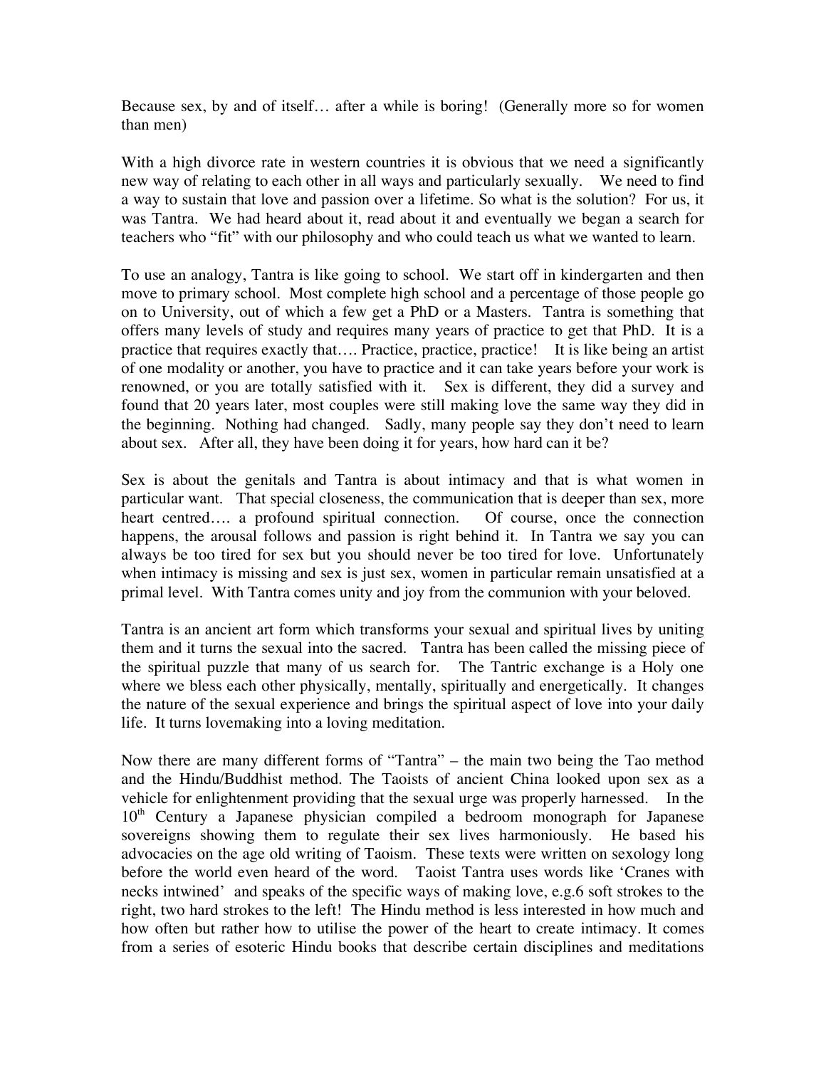Because sex, by and of itself… after a while is boring! (Generally more so for women than men)

With a high divorce rate in western countries it is obvious that we need a significantly new way of relating to each other in all ways and particularly sexually. We need to find a way to sustain that love and passion over a lifetime. So what is the solution? For us, it was Tantra. We had heard about it, read about it and eventually we began a search for teachers who "fit" with our philosophy and who could teach us what we wanted to learn.

To use an analogy, Tantra is like going to school. We start off in kindergarten and then move to primary school. Most complete high school and a percentage of those people go on to University, out of which a few get a PhD or a Masters. Tantra is something that offers many levels of study and requires many years of practice to get that PhD. It is a practice that requires exactly that…. Practice, practice, practice! It is like being an artist of one modality or another, you have to practice and it can take years before your work is renowned, or you are totally satisfied with it. Sex is different, they did a survey and found that 20 years later, most couples were still making love the same way they did in the beginning. Nothing had changed. Sadly, many people say they don't need to learn about sex. After all, they have been doing it for years, how hard can it be?

Sex is about the genitals and Tantra is about intimacy and that is what women in particular want. That special closeness, the communication that is deeper than sex, more heart centred…. a profound spiritual connection. Of course, once the connection happens, the arousal follows and passion is right behind it. In Tantra we say you can always be too tired for sex but you should never be too tired for love. Unfortunately when intimacy is missing and sex is just sex, women in particular remain unsatisfied at a primal level. With Tantra comes unity and joy from the communion with your beloved.

Tantra is an ancient art form which transforms your sexual and spiritual lives by uniting them and it turns the sexual into the sacred. Tantra has been called the missing piece of the spiritual puzzle that many of us search for. The Tantric exchange is a Holy one where we bless each other physically, mentally, spiritually and energetically. It changes the nature of the sexual experience and brings the spiritual aspect of love into your daily life. It turns lovemaking into a loving meditation.

Now there are many different forms of "Tantra" – the main two being the Tao method and the Hindu/Buddhist method. The Taoists of ancient China looked upon sex as a vehicle for enlightenment providing that the sexual urge was properly harnessed. In the 10th Century a Japanese physician compiled a bedroom monograph for Japanese sovereigns showing them to regulate their sex lives harmoniously. He based his advocacies on the age old writing of Taoism. These texts were written on sexology long before the world even heard of the word. Taoist Tantra uses words like 'Cranes with necks intwined' and speaks of the specific ways of making love, e.g.6 soft strokes to the right, two hard strokes to the left! The Hindu method is less interested in how much and how often but rather how to utilise the power of the heart to create intimacy. It comes from a series of esoteric Hindu books that describe certain disciplines and meditations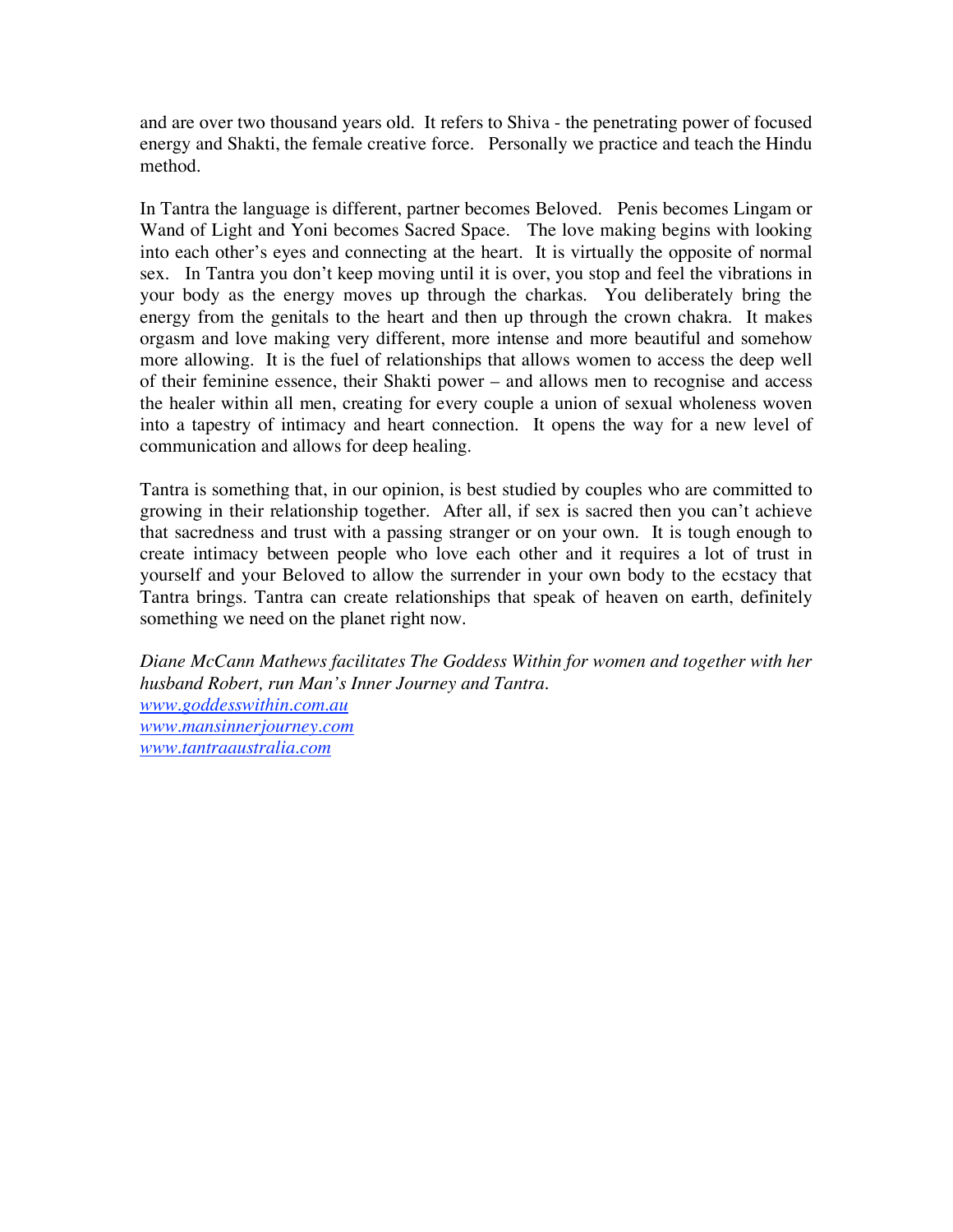and are over two thousand years old. It refers to Shiva - the penetrating power of focused energy and Shakti, the female creative force. Personally we practice and teach the Hindu method.

In Tantra the language is different, partner becomes Beloved. Penis becomes Lingam or Wand of Light and Yoni becomes Sacred Space. The love making begins with looking into each other's eyes and connecting at the heart. It is virtually the opposite of normal sex. In Tantra you don't keep moving until it is over, you stop and feel the vibrations in your body as the energy moves up through the charkas. You deliberately bring the energy from the genitals to the heart and then up through the crown chakra. It makes orgasm and love making very different, more intense and more beautiful and somehow more allowing. It is the fuel of relationships that allows women to access the deep well of their feminine essence, their Shakti power – and allows men to recognise and access the healer within all men, creating for every couple a union of sexual wholeness woven into a tapestry of intimacy and heart connection. It opens the way for a new level of communication and allows for deep healing.

Tantra is something that, in our opinion, is best studied by couples who are committed to growing in their relationship together. After all, if sex is sacred then you can't achieve that sacredness and trust with a passing stranger or on your own. It is tough enough to create intimacy between people who love each other and it requires a lot of trust in yourself and your Beloved to allow the surrender in your own body to the ecstacy that Tantra brings. Tantra can create relationships that speak of heaven on earth, definitely something we need on the planet right now.

*Diane McCann Mathews facilitates The Goddess Within for women and together with her husband Robert, run Man's Inner Journey and Tantra.*
*www.goddesswithin.com.au*
*www.mansinnerjourney.com*
*www.tantraaustralia.com*